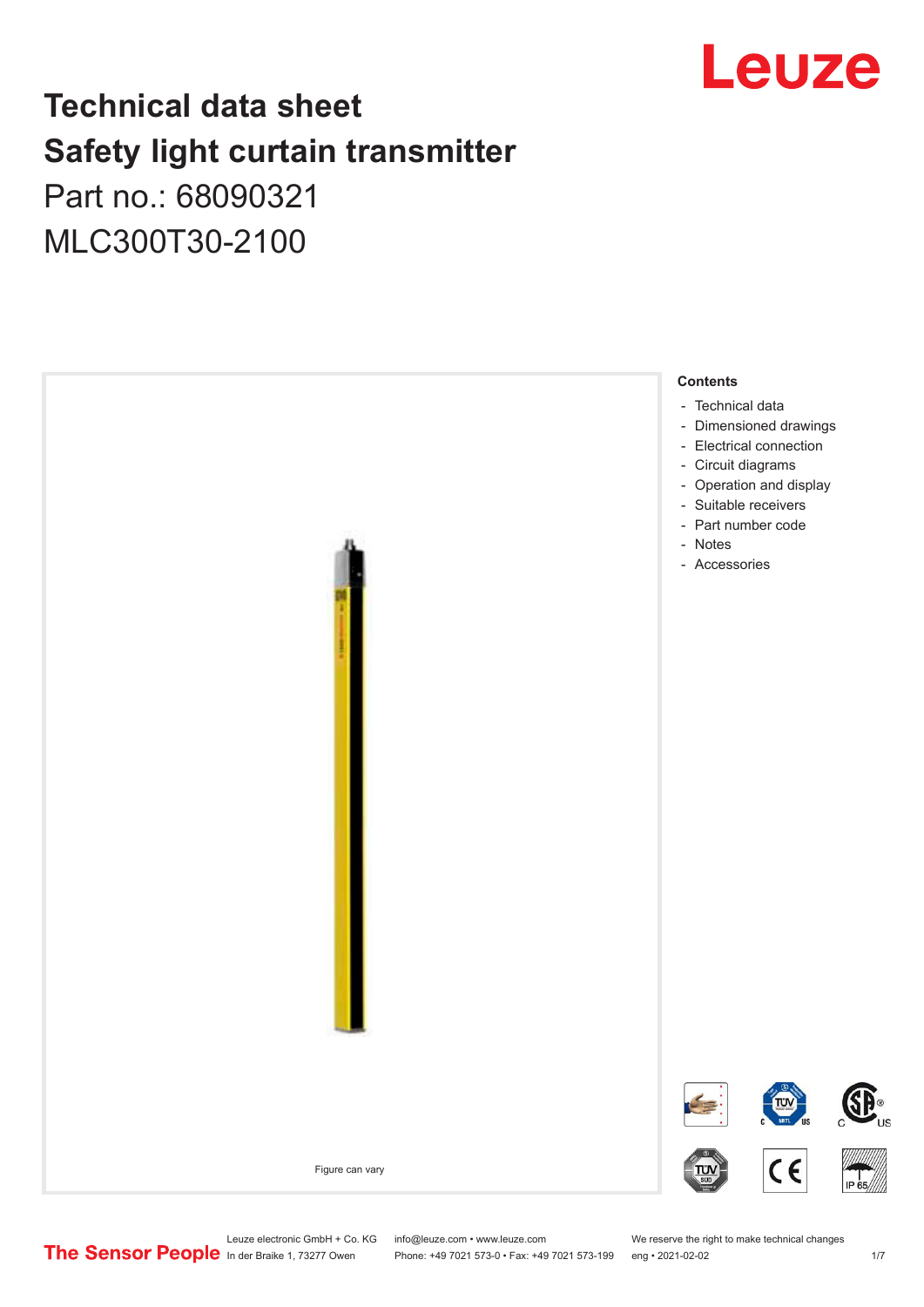# Technical data sheet
# Safety light curtain transmitter

Part no.: 68090321

MLC300T30-2100

Figure can vary

**Contents**

- Technical data
- Dimensioned drawings
- Electrical connection
- Circuit diagrams
- Operation and display
- Suitable receivers
- Part number code
- Notes
- Accessories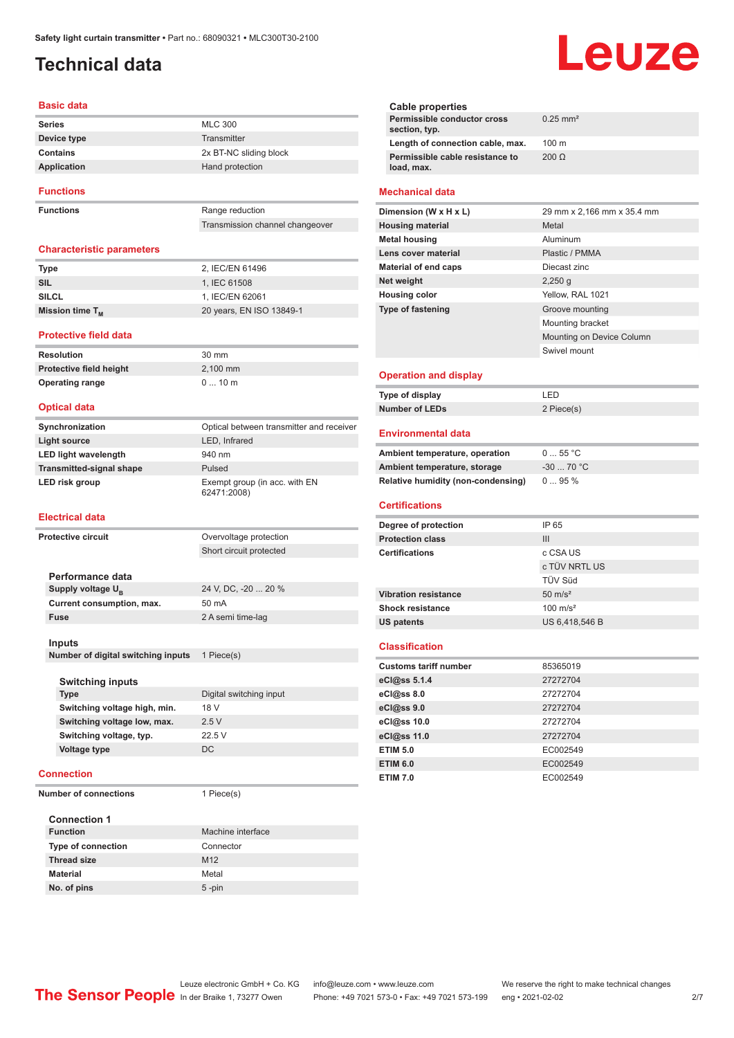# Technical data

## Basic data

| | |
|---|---|
| Series | MLC 300 |
| Device type | Transmitter |
| Contains | 2x BT-NC sliding block |
| Application | Hand protection |

## Functions

| | |
|---|---|
| Functions | Range reduction |
| | Transmission channel changeover |

## Characteristic parameters

| | |
|---|---|
| Type | 2, IEC/EN 61496 |
| SIL | 1, IEC 61508 |
| SILCL | 1, IEC/EN 62061 |
| Mission time $T_M$ | 20 years, EN ISO 13849-1 |

## Protective field data

| | |
|---|---|
| Resolution | 30 mm |
| Protective field height | 2,100 mm |
| Operating range | 0 ... 10 m |

## Optical data

| | |
|---|---|
| Synchronization | Optical between transmitter and receiver |
| Light source | LED, Infrared |
| LED light wavelength | 940 nm |
| Transmitted-signal shape | Pulsed |
| LED risk group | Exempt group (in acc. with EN 62471:2008) |

## Electrical data

| | |
|---|---|
| Protective circuit | Overvoltage protection |
| | Short circuit protected |

### Performance data

| | |
|---|---|
| Supply voltage $U_B$ | 24 V, DC, -20 ... 20 % |
| Current consumption, max. | 50 mA |
| Fuse | 2 A semi time-lag |

### Inputs

| | |
|---|---|
| Number of digital switching inputs | 1 Piece(s) |

#### Switching inputs

| | |
|---|---|
| Type | Digital switching input |
| Switching voltage high, min. | 18 V |
| Switching voltage low, max. | 2.5 V |
| Switching voltage, typ. | 22.5 V |
| Voltage type | DC |

## Connection

| | |
|---|---|
| Number of connections | 1 Piece(s) |

### Connection 1

| | |
|---|---|
| Function | Machine interface |
| Type of connection | Connector |
| Thread size | M12 |
| Material | Metal |
| No. of pins | 5 -pin |

### Cable properties

| | |
|---|---|
| Permissible conductor cross section, typ. | 0.25 mm² |
| Length of connection cable, max. | 100 m |
| Permissible cable resistance to load, max. | 200 Ω |

## Mechanical data

| | |
|---|---|
| Dimension (W x H x L) | 29 mm x 2,166 mm x 35.4 mm |
| Housing material | Metal |
| Metal housing | Aluminum |
| Lens cover material | Plastic / PMMA |
| Material of end caps | Diecast zinc |
| Net weight | 2,250 g |
| Housing color | Yellow, RAL 1021 |
| Type of fastening | Groove mounting |
| | Mounting bracket |
| | Mounting on Device Column |
| | Swivel mount |

## Operation and display

| | |
|---|---|
| Type of display | LED |
| Number of LEDs | 2 Piece(s) |

## Environmental data

| | |
|---|---|
| Ambient temperature, operation | 0 ... 55 °C |
| Ambient temperature, storage | -30 ... 70 °C |
| Relative humidity (non-condensing) | 0 ... 95 % |

## Certifications

| | |
|---|---|
| Degree of protection | IP 65 |
| Protection class | III |
| Certifications | c CSA US |
| | c TÜV NRTL US |
| | TÜV Süd |
| Vibration resistance | 50 m/s² |
| Shock resistance | 100 m/s² |
| US patents | US 6,418,546 B |

## Classification

| | |
|---|---|
| Customs tariff number | 85365019 |
| eCl@ss 5.1.4 | 27272704 |
| eCl@ss 8.0 | 27272704 |
| eCl@ss 9.0 | 27272704 |
| eCl@ss 10.0 | 27272704 |
| eCl@ss 11.0 | 27272704 |
| ETIM 5.0 | EC002549 |
| ETIM 6.0 | EC002549 |
| ETIM 7.0 | EC002549 |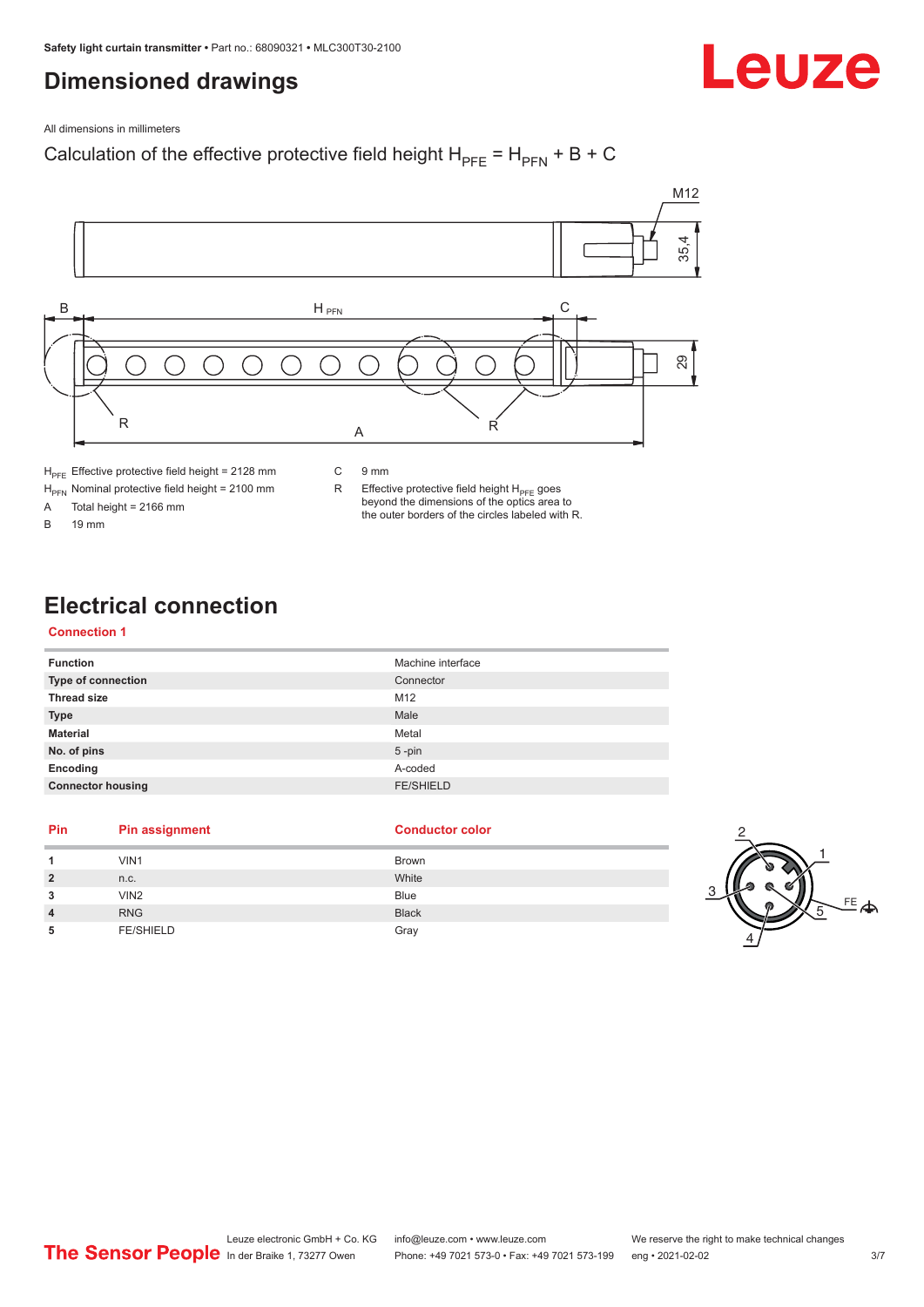# Dimensioned drawings

All dimensions in millimeters

Calculation of the effective protective field height $H_{PFE} = H_{PFN} + B + C$

$H_{PFE}$ Effective protective field height = 2128 mm

$H_{PFN}$ Nominal protective field height = 2100 mm

A Total height = 2166 mm

B 19 mm

C 9 mm

R Effective protective field height $H_{PFE}$ goes beyond the dimensions of the optics area to the outer borders of the circles labeled with R.

# Electrical connection

## Connection 1

| Function | Machine interface |
|---|---|
| **Type of connection** | Connector |
| **Thread size** | M12 |
| **Type** | Male |
| **Material** | Metal |
| **No. of pins** | 5 -pin |
| **Encoding** | A-coded |
| **Connector housing** | FE/SHIELD |

| Pin | Pin assignment | Conductor color |
|---|---|---|
| **1** | VIN1 | Brown |
| **2** | n.c. | White |
| **3** | VIN2 | Blue |
| **4** | RNG | Black |
| **5** | FE/SHIELD | Gray |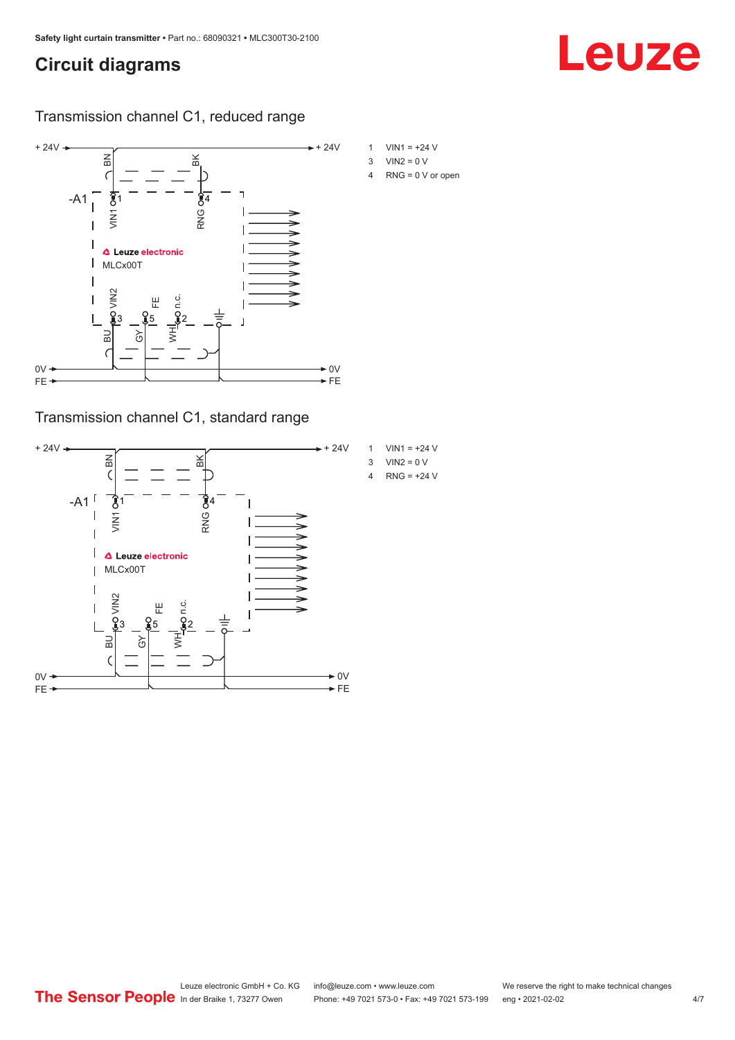## Circuit diagrams

### Transmission channel C1, reduced range

1 VIN1 = +24 V
3 VIN2 = 0 V
4 RNG = 0 V or open

### Transmission channel C1, standard range

1 VIN1 = +24 V
3 VIN2 = 0 V
4 RNG = +24 V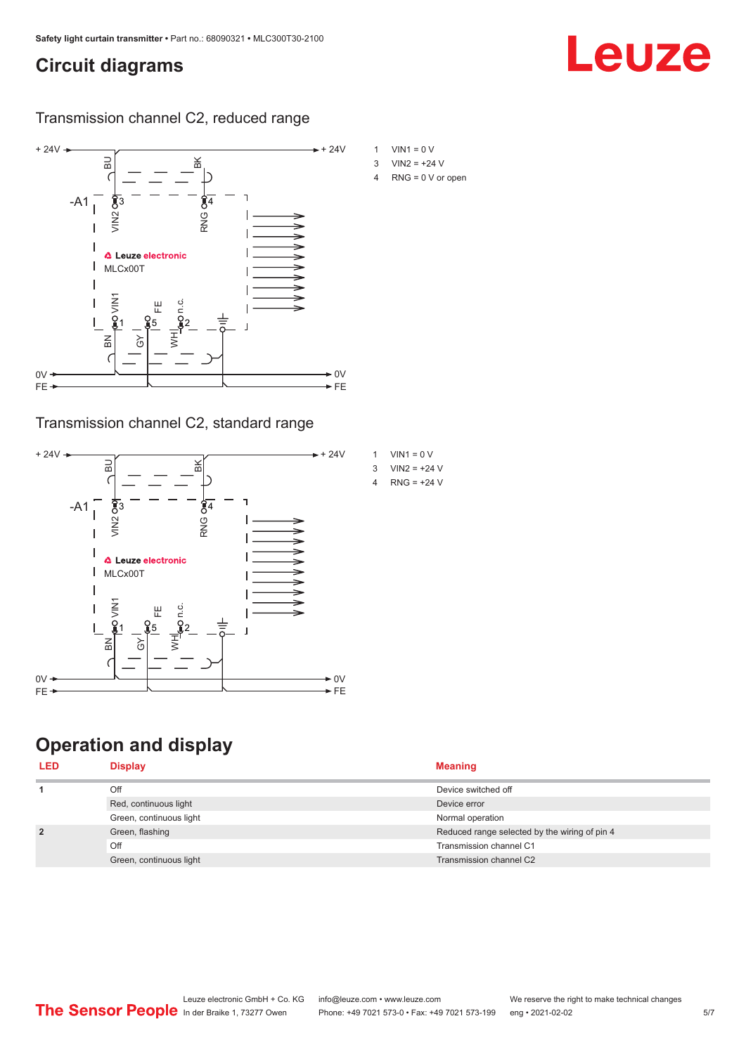## Circuit diagrams

### Transmission channel C2, reduced range

1 VIN1 = 0 V
3 VIN2 = +24 V
4 RNG = 0 V or open

### Transmission channel C2, standard range

1 VIN1 = 0 V
3 VIN2 = +24 V
4 RNG = +24 V

## Operation and display

| LED | Display | Meaning |
|---|---|---|
| 1 | Off | Device switched off |
| | Red, continuous light | Device error |
| | Green, continuous light | Normal operation |
| 2 | Green, flashing | Reduced range selected by the wiring of pin 4 |
| | Off | Transmission channel C1 |
| | Green, continuous light | Transmission channel C2 |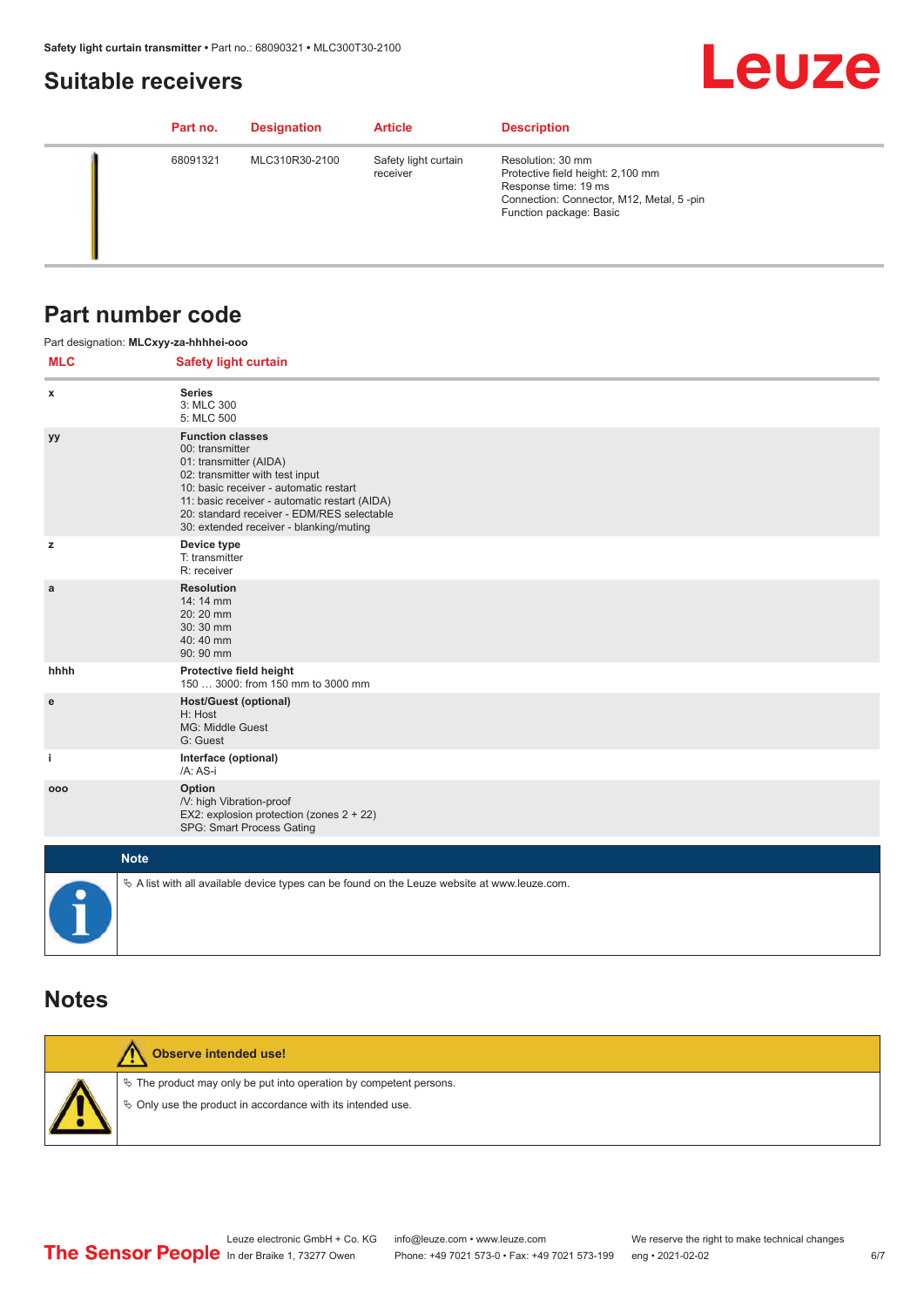## Suitable receivers

| Part no. | Designation | Article | Description |
|---|---|---|---|
| 68091321 | MLC310R30-2100 | Safety light curtain receiver | Resolution: 30 mm<br>Protective field height: 2,100 mm<br>Response time: 19 ms<br>Connection: Connector, M12, Metal, 5 -pin<br>Function package: Basic |

## Part number code

Part designation: **MLCxyy-za-hhhhei-ooo**

| MLC | Safety light curtain |
|---|---|
| x | **Series**<br>3: MLC 300<br>5: MLC 500 |
| yy | **Function classes**<br>00: transmitter<br>01: transmitter (AIDA)<br>02: transmitter with test input<br>10: basic receiver - automatic restart<br>11: basic receiver - automatic restart (AIDA)<br>20: standard receiver - EDM/RES selectable<br>30: extended receiver - blanking/muting |
| z | **Device type**<br>T: transmitter<br>R: receiver |
| a | **Resolution**<br>14: 14 mm<br>20: 20 mm<br>30: 30 mm<br>40: 40 mm<br>90: 90 mm |
| hhhh | **Protective field height**<br>150 … 3000: from 150 mm to 3000 mm |
| e | **Host/Guest (optional)**<br>H: Host<br>MG: Middle Guest<br>G: Guest |
| i | **Interface (optional)**<br>/A: AS-i |
| ooo | **Option**<br>/V: high Vibration-proof<br>EX2: explosion protection (zones 2 + 22)<br>SPG: Smart Process Gating |

**Note**

- A list with all available device types can be found on the Leuze website at www.leuze.com.

## Notes

**Observe intended use!**

- The product may only be put into operation by competent persons.
- Only use the product in accordance with its intended use.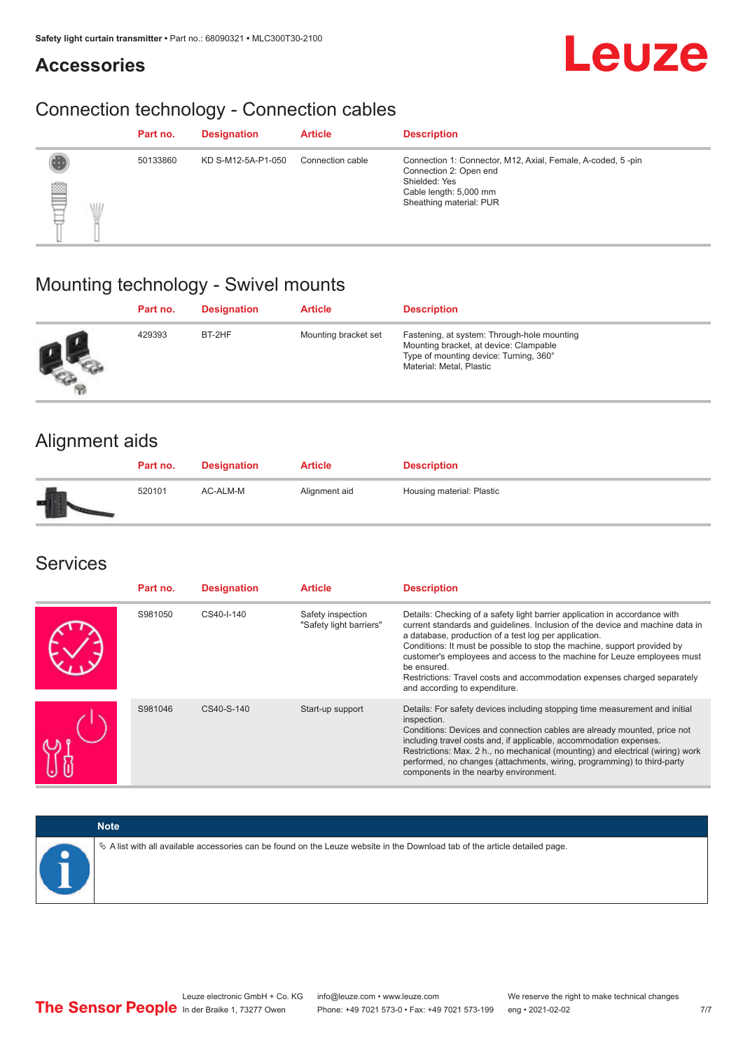## Accessories

### Connection technology - Connection cables

| | Part no. | Designation | Article | Description |
|---|---|---|---|---|
| | 50133860 | KD S-M12-5A-P1-050 | Connection cable | Connection 1: Connector, M12, Axial, Female, A-coded, 5 -pin<br>Connection 2: Open end<br>Shielded: Yes<br>Cable length: 5,000 mm<br>Sheathing material: PUR |

### Mounting technology - Swivel mounts

| | Part no. | Designation | Article | Description |
|---|---|---|---|---|
| | 429393 | BT-2HF | Mounting bracket set | Fastening, at system: Through-hole mounting<br>Mounting bracket, at device: Clampable<br>Type of mounting device: Turning, 360°<br>Material: Metal, Plastic |

### Alignment aids

| | Part no. | Designation | Article | Description |
|---|---|---|---|---|
| | 520101 | AC-ALM-M | Alignment aid | Housing material: Plastic |

### Services

| | Part no. | Designation | Article | Description |
|---|---|---|---|---|
| | S981050 | CS40-I-140 | Safety inspection "Safety light barriers" | Details: Checking of a safety light barrier application in accordance with current standards and guidelines. Inclusion of the device and machine data in a database, production of a test log per application.<br>Conditions: It must be possible to stop the machine, support provided by customer's employees and access to the machine for Leuze employees must be ensured.<br>Restrictions: Travel costs and accommodation expenses charged separately and according to expenditure. |
| | S981046 | CS40-S-140 | Start-up support | Details: For safety devices including stopping time measurement and initial inspection.<br>Conditions: Devices and connection cables are already mounted, price not including travel costs and, if applicable, accommodation expenses.<br>Restrictions: Max. 2 h., no mechanical (mounting) and electrical (wiring) work performed, no changes (attachments, wiring, programming) to third-party components in the nearby environment. |

**Note**

↳ A list with all available accessories can be found on the Leuze website in the Download tab of the article detailed page.